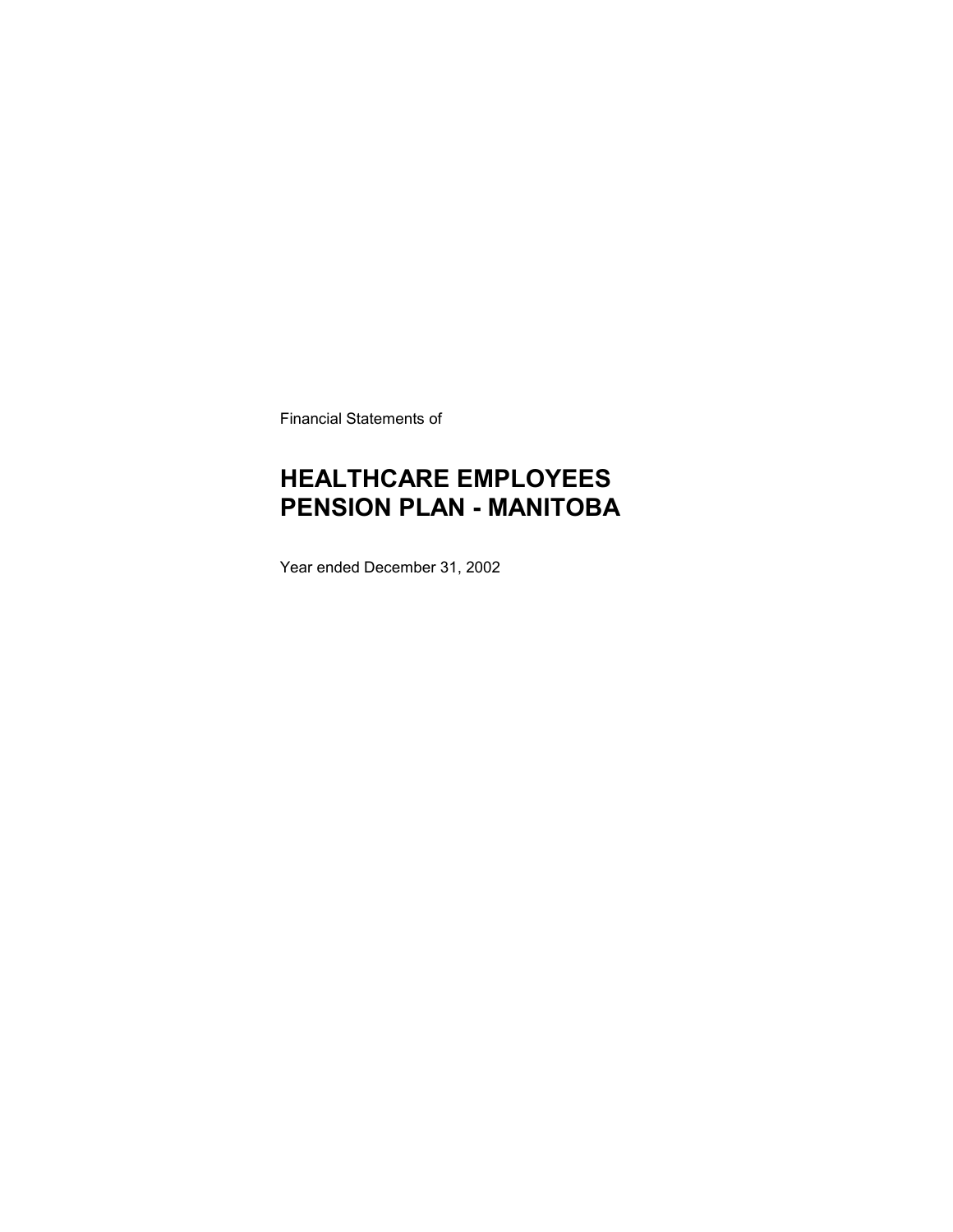Financial Statements of

# HEALTHCARE EMPLOYEES PENSION PLAN - MANITOBA

Year ended December 31, 2002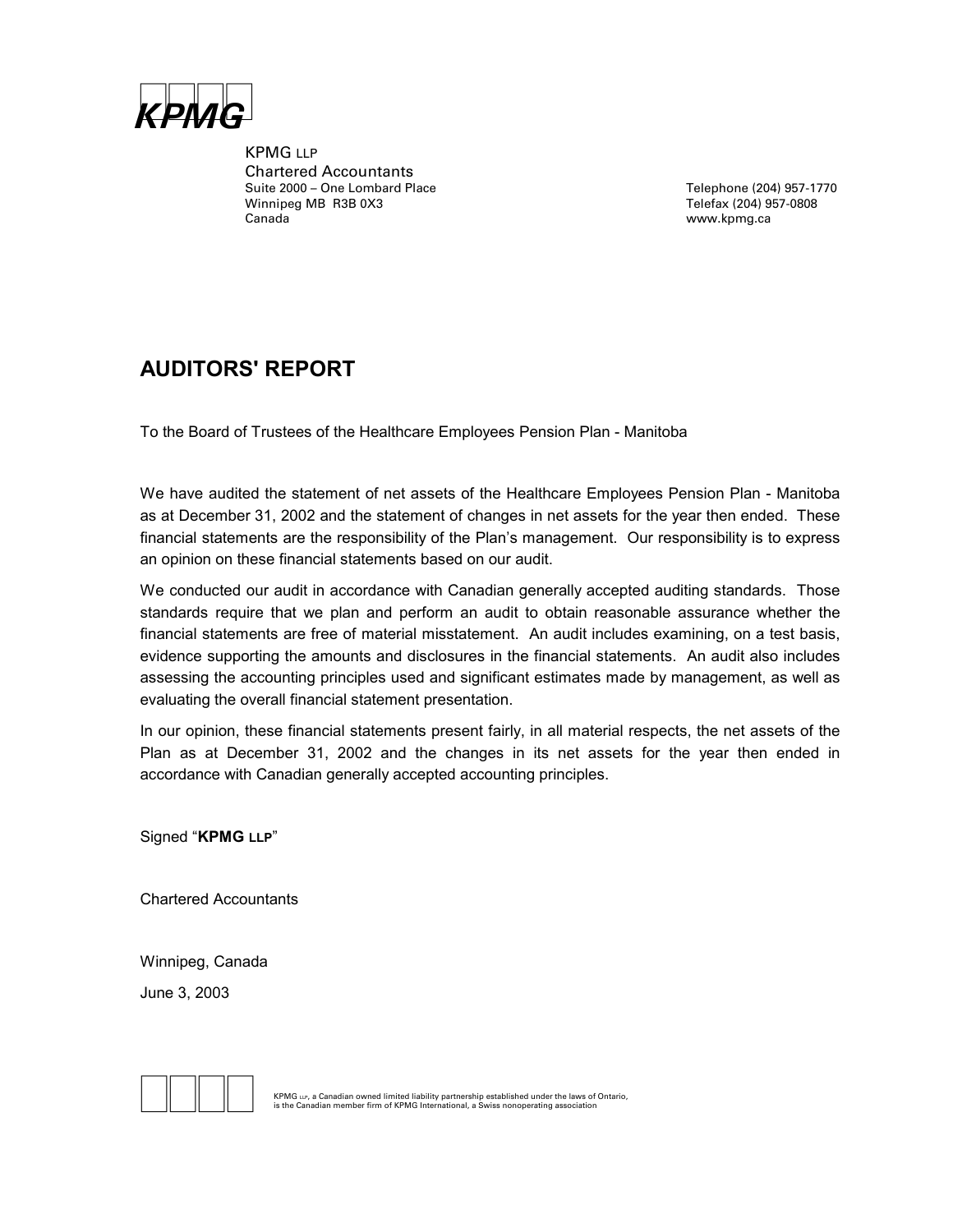KPMG LLP
Chartered Accountants
Suite 2000 – One Lombard Place
Winnipeg MB R3B 0X3
Canada

Telephone (204) 957-1770
Telefax (204) 957-0808
www.kpmg.ca

# AUDITORS' REPORT

To the Board of Trustees of the Healthcare Employees Pension Plan - Manitoba

We have audited the statement of net assets of the Healthcare Employees Pension Plan - Manitoba as at December 31, 2002 and the statement of changes in net assets for the year then ended. These financial statements are the responsibility of the Plan's management. Our responsibility is to express an opinion on these financial statements based on our audit.

We conducted our audit in accordance with Canadian generally accepted auditing standards. Those standards require that we plan and perform an audit to obtain reasonable assurance whether the financial statements are free of material misstatement. An audit includes examining, on a test basis, evidence supporting the amounts and disclosures in the financial statements. An audit also includes assessing the accounting principles used and significant estimates made by management, as well as evaluating the overall financial statement presentation.

In our opinion, these financial statements present fairly, in all material respects, the net assets of the Plan as at December 31, 2002 and the changes in its net assets for the year then ended in accordance with Canadian generally accepted accounting principles.

Signed "**KPMG LLP**"

Chartered Accountants

Winnipeg, Canada

June 3, 2003

KPMG LLP, a Canadian owned limited liability partnership established under the laws of Ontario, is the Canadian member firm of KPMG International, a Swiss nonoperating association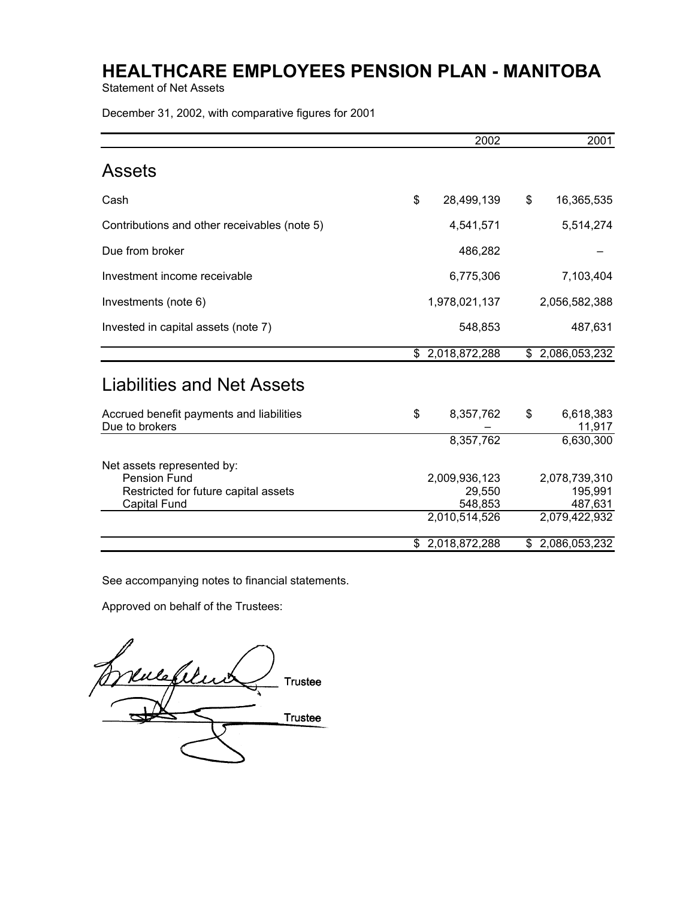# HEALTHCARE EMPLOYEES PENSION PLAN - MANITOBA

Statement of Net Assets

December 31, 2002, with comparative figures for 2001

| | 2002 | 2001 |
|---|---|---|
| **Assets** | | |
| Cash | $ 28,499,139 | $ 16,365,535 |
| Contributions and other receivables (note 5) | 4,541,571 | 5,514,274 |
| Due from broker | 486,282 | – |
| Investment income receivable | 6,775,306 | 7,103,404 |
| Investments (note 6) | 1,978,021,137 | 2,056,582,388 |
| Invested in capital assets (note 7) | 548,853 | 487,631 |
| | $ 2,018,872,288 | $ 2,086,053,232 |
| **Liabilities and Net Assets** | | |
| Accrued benefit payments and liabilities | $ 8,357,762 | $ 6,618,383 |
| Due to brokers | – | 11,917 |
| | 8,357,762 | 6,630,300 |
| Net assets represented by: | | |
| Pension Fund | 2,009,936,123 | 2,078,739,310 |
| Restricted for future capital assets | 29,550 | 195,991 |
| Capital Fund | 548,853 | 487,631 |
| | 2,010,514,526 | 2,079,422,932 |
| | $ 2,018,872,288 | $ 2,086,053,232 |

See accompanying notes to financial statements.

Approved on behalf of the Trustees:

Trustee

Trustee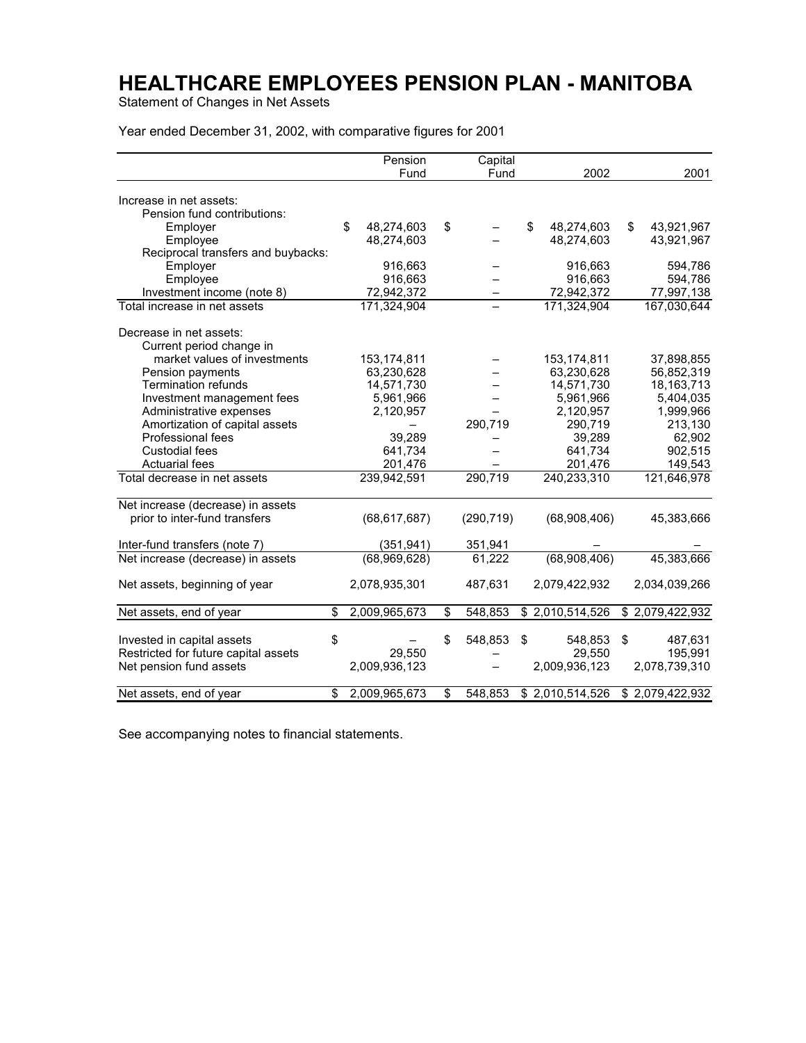# HEALTHCARE EMPLOYEES PENSION PLAN - MANITOBA

Statement of Changes in Net Assets

Year ended December 31, 2002, with comparative figures for 2001

| | Pension Fund | Capital Fund | 2002 | 2001 |
|---|---|---|---|---|
| Increase in net assets: | | | | |
| Pension fund contributions: | | | | |
| Employer | $ 48,274,603 | $ – | $ 48,274,603 | $ 43,921,967 |
| Employee | 48,274,603 | – | 48,274,603 | 43,921,967 |
| Reciprocal transfers and buybacks: | | | | |
| Employer | 916,663 | – | 916,663 | 594,786 |
| Employee | 916,663 | – | 916,663 | 594,786 |
| Investment income (note 8) | 72,942,372 | – | 72,942,372 | 77,997,138 |
| Total increase in net assets | 171,324,904 | – | 171,324,904 | 167,030,644 |
| Decrease in net assets: | | | | |
| Current period change in market values of investments | 153,174,811 | – | 153,174,811 | 37,898,855 |
| Pension payments | 63,230,628 | – | 63,230,628 | 56,852,319 |
| Termination refunds | 14,571,730 | – | 14,571,730 | 18,163,713 |
| Investment management fees | 5,961,966 | – | 5,961,966 | 5,404,035 |
| Administrative expenses | 2,120,957 | – | 2,120,957 | 1,999,966 |
| Amortization of capital assets | – | 290,719 | 290,719 | 213,130 |
| Professional fees | 39,289 | – | 39,289 | 62,902 |
| Custodial fees | 641,734 | – | 641,734 | 902,515 |
| Actuarial fees | 201,476 | – | 201,476 | 149,543 |
| Total decrease in net assets | 239,942,591 | 290,719 | 240,233,310 | 121,646,978 |
| Net increase (decrease) in assets prior to inter-fund transfers | (68,617,687) | (290,719) | (68,908,406) | 45,383,666 |
| Inter-fund transfers (note 7) | (351,941) | 351,941 | – | – |
| Net increase (decrease) in assets | (68,969,628) | 61,222 | (68,908,406) | 45,383,666 |
| Net assets, beginning of year | 2,078,935,301 | 487,631 | 2,079,422,932 | 2,034,039,266 |
| Net assets, end of year | $ 2,009,965,673 | $ 548,853 | $ 2,010,514,526 | $ 2,079,422,932 |
| Invested in capital assets | $ – | $ 548,853 | $ 548,853 | $ 487,631 |
| Restricted for future capital assets | 29,550 | – | 29,550 | 195,991 |
| Net pension fund assets | 2,009,936,123 | – | 2,009,936,123 | 2,078,739,310 |
| Net assets, end of year | $ 2,009,965,673 | $ 548,853 | $ 2,010,514,526 | $ 2,079,422,932 |

See accompanying notes to financial statements.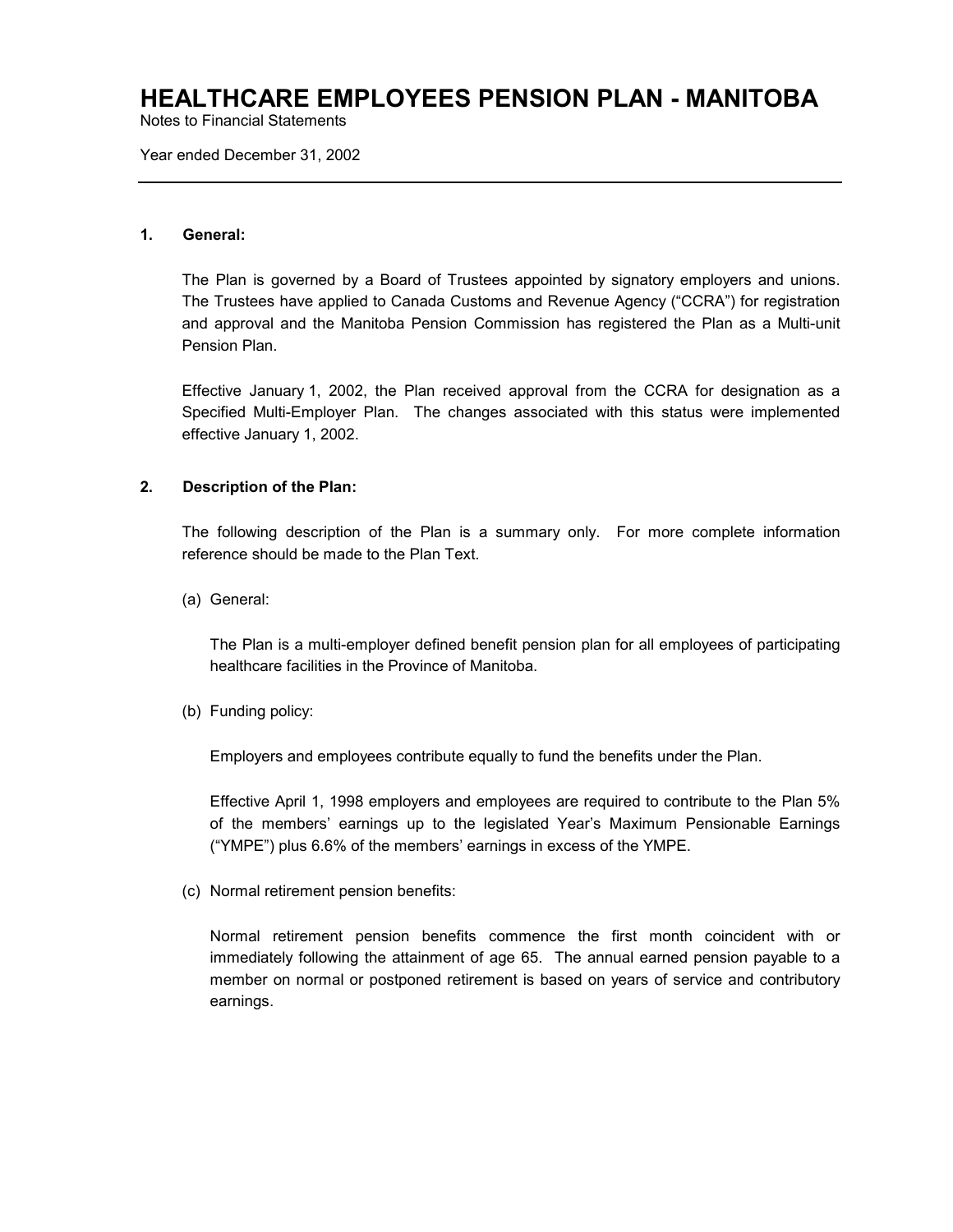# HEALTHCARE EMPLOYEES PENSION PLAN - MANITOBA

Notes to Financial Statements

Year ended December 31, 2002

---

**1. General:**

The Plan is governed by a Board of Trustees appointed by signatory employers and unions. The Trustees have applied to Canada Customs and Revenue Agency ("CCRA") for registration and approval and the Manitoba Pension Commission has registered the Plan as a Multi-unit Pension Plan.

Effective January 1, 2002, the Plan received approval from the CCRA for designation as a Specified Multi-Employer Plan. The changes associated with this status were implemented effective January 1, 2002.

**2. Description of the Plan:**

The following description of the Plan is a summary only. For more complete information reference should be made to the Plan Text.

(a) General:

The Plan is a multi-employer defined benefit pension plan for all employees of participating healthcare facilities in the Province of Manitoba.

(b) Funding policy:

Employers and employees contribute equally to fund the benefits under the Plan.

Effective April 1, 1998 employers and employees are required to contribute to the Plan 5% of the members' earnings up to the legislated Year's Maximum Pensionable Earnings ("YMPE") plus 6.6% of the members' earnings in excess of the YMPE.

(c) Normal retirement pension benefits:

Normal retirement pension benefits commence the first month coincident with or immediately following the attainment of age 65. The annual earned pension payable to a member on normal or postponed retirement is based on years of service and contributory earnings.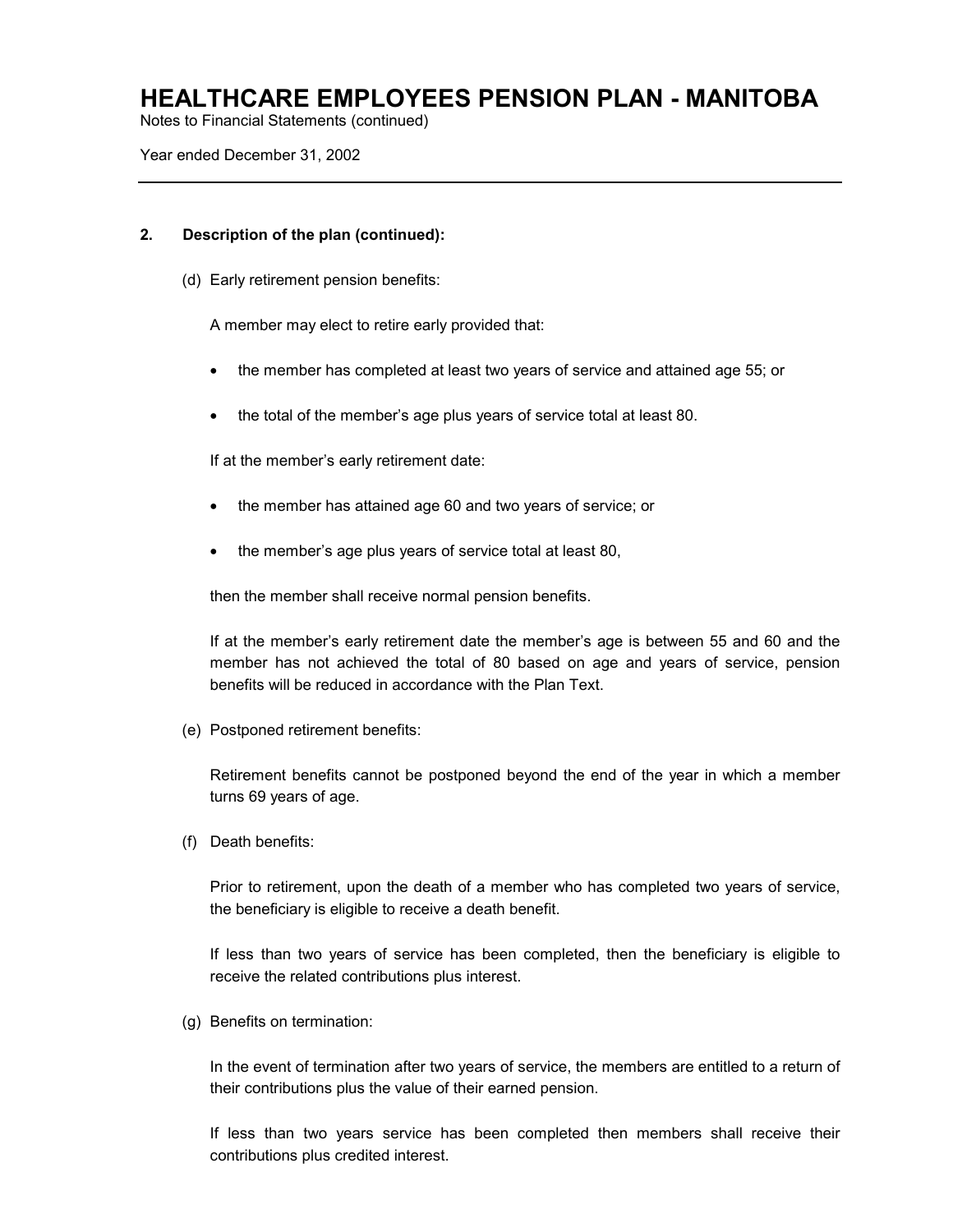# HEALTHCARE EMPLOYEES PENSION PLAN - MANITOBA

Notes to Financial Statements (continued)

Year ended December 31, 2002

---

**2. Description of the plan (continued):**

(d) Early retirement pension benefits:

A member may elect to retire early provided that:

- the member has completed at least two years of service and attained age 55; or
- the total of the member's age plus years of service total at least 80.

If at the member's early retirement date:

- the member has attained age 60 and two years of service; or
- the member's age plus years of service total at least 80,

then the member shall receive normal pension benefits.

If at the member's early retirement date the member's age is between 55 and 60 and the member has not achieved the total of 80 based on age and years of service, pension benefits will be reduced in accordance with the Plan Text.

(e) Postponed retirement benefits:

Retirement benefits cannot be postponed beyond the end of the year in which a member turns 69 years of age.

(f) Death benefits:

Prior to retirement, upon the death of a member who has completed two years of service, the beneficiary is eligible to receive a death benefit.

If less than two years of service has been completed, then the beneficiary is eligible to receive the related contributions plus interest.

(g) Benefits on termination:

In the event of termination after two years of service, the members are entitled to a return of their contributions plus the value of their earned pension.

If less than two years service has been completed then members shall receive their contributions plus credited interest.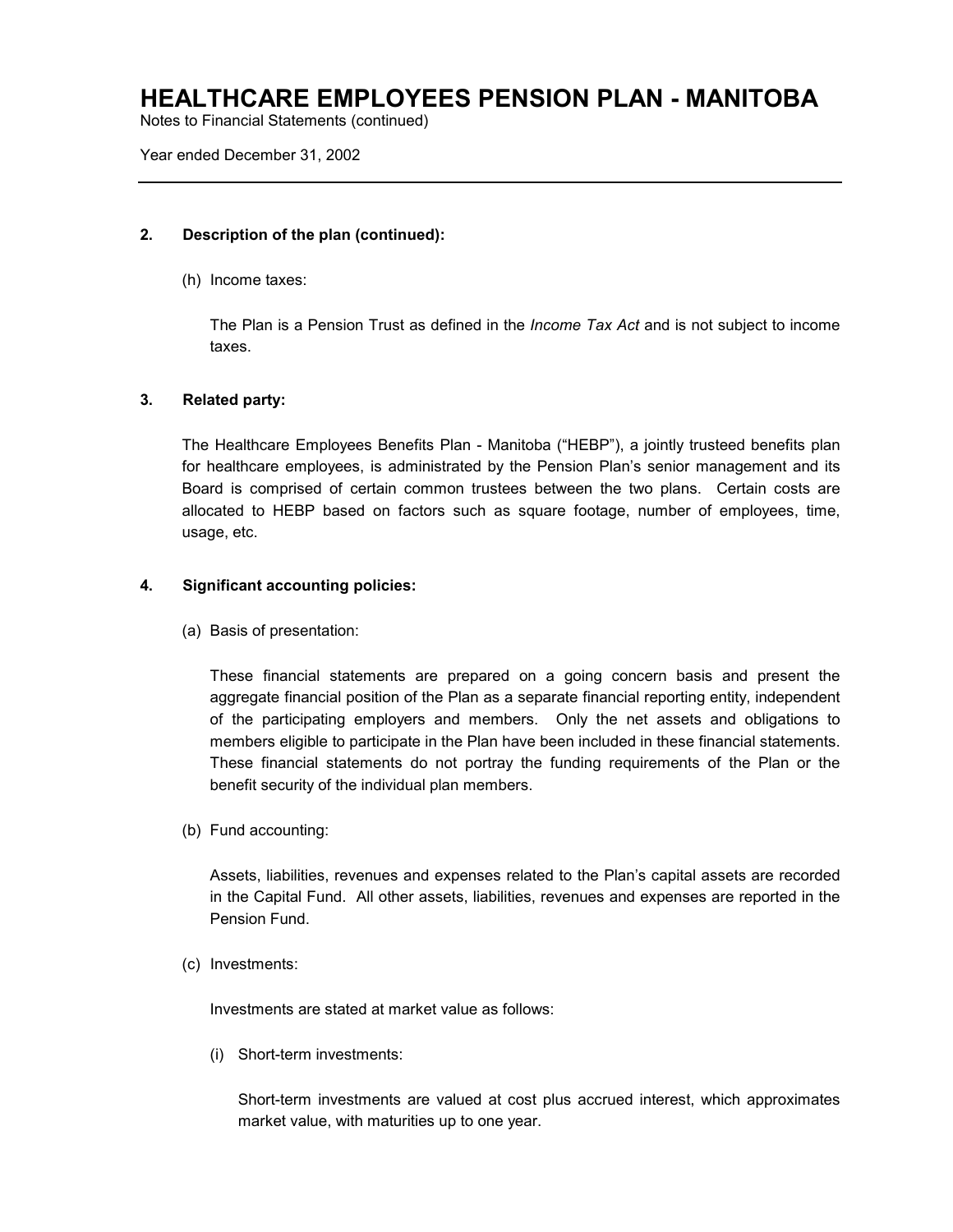### 2. Description of the plan (continued):

(h) Income taxes:

The Plan is a Pension Trust as defined in the *Income Tax Act* and is not subject to income taxes.

### 3. Related party:

The Healthcare Employees Benefits Plan - Manitoba ("HEBP"), a jointly trusteed benefits plan for healthcare employees, is administrated by the Pension Plan's senior management and its Board is comprised of certain common trustees between the two plans. Certain costs are allocated to HEBP based on factors such as square footage, number of employees, time, usage, etc.

### 4. Significant accounting policies:

(a) Basis of presentation:

These financial statements are prepared on a going concern basis and present the aggregate financial position of the Plan as a separate financial reporting entity, independent of the participating employers and members. Only the net assets and obligations to members eligible to participate in the Plan have been included in these financial statements. These financial statements do not portray the funding requirements of the Plan or the benefit security of the individual plan members.

(b) Fund accounting:

Assets, liabilities, revenues and expenses related to the Plan's capital assets are recorded in the Capital Fund. All other assets, liabilities, revenues and expenses are reported in the Pension Fund.

(c) Investments:

Investments are stated at market value as follows:

(i) Short-term investments:

Short-term investments are valued at cost plus accrued interest, which approximates market value, with maturities up to one year.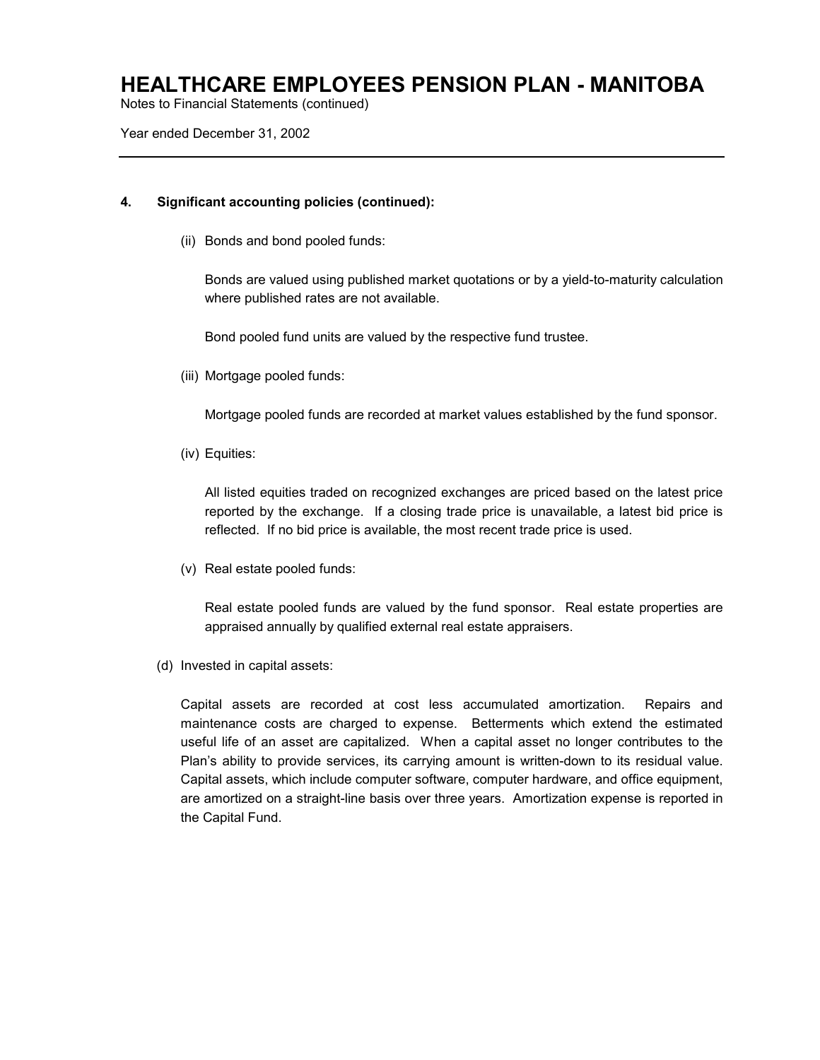#### 4. Significant accounting policies (continued):

(ii) Bonds and bond pooled funds:

Bonds are valued using published market quotations or by a yield-to-maturity calculation where published rates are not available.

Bond pooled fund units are valued by the respective fund trustee.

(iii) Mortgage pooled funds:

Mortgage pooled funds are recorded at market values established by the fund sponsor.

(iv) Equities:

All listed equities traded on recognized exchanges are priced based on the latest price reported by the exchange. If a closing trade price is unavailable, a latest bid price is reflected. If no bid price is available, the most recent trade price is used.

(v) Real estate pooled funds:

Real estate pooled funds are valued by the fund sponsor. Real estate properties are appraised annually by qualified external real estate appraisers.

(d) Invested in capital assets:

Capital assets are recorded at cost less accumulated amortization. Repairs and maintenance costs are charged to expense. Betterments which extend the estimated useful life of an asset are capitalized. When a capital asset no longer contributes to the Plan's ability to provide services, its carrying amount is written-down to its residual value. Capital assets, which include computer software, computer hardware, and office equipment, are amortized on a straight-line basis over three years. Amortization expense is reported in the Capital Fund.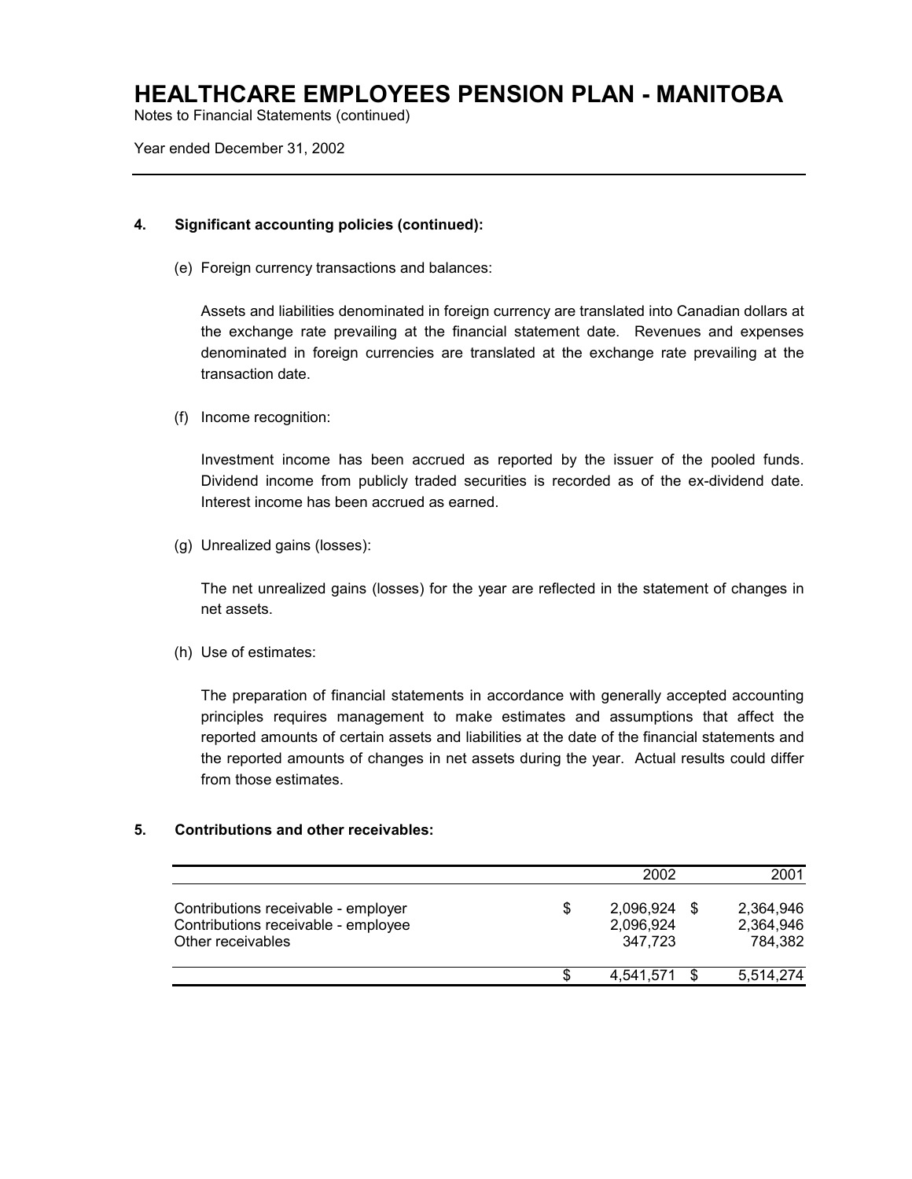# HEALTHCARE EMPLOYEES PENSION PLAN - MANITOBA

Notes to Financial Statements (continued)

Year ended December 31, 2002

## 4. Significant accounting policies (continued):

(e) Foreign currency transactions and balances:

Assets and liabilities denominated in foreign currency are translated into Canadian dollars at the exchange rate prevailing at the financial statement date. Revenues and expenses denominated in foreign currencies are translated at the exchange rate prevailing at the transaction date.

(f) Income recognition:

Investment income has been accrued as reported by the issuer of the pooled funds. Dividend income from publicly traded securities is recorded as of the ex-dividend date. Interest income has been accrued as earned.

(g) Unrealized gains (losses):

The net unrealized gains (losses) for the year are reflected in the statement of changes in net assets.

(h) Use of estimates:

The preparation of financial statements in accordance with generally accepted accounting principles requires management to make estimates and assumptions that affect the reported amounts of certain assets and liabilities at the date of the financial statements and the reported amounts of changes in net assets during the year. Actual results could differ from those estimates.

## 5. Contributions and other receivables:

| | 2002 | 2001 |
|---|---|---|
| Contributions receivable - employer | $ 2,096,924 | $ 2,364,946 |
| Contributions receivable - employee | 2,096,924 | 2,364,946 |
| Other receivables | 347,723 | 784,382 |
| | $ 4,541,571 | $ 5,514,274 |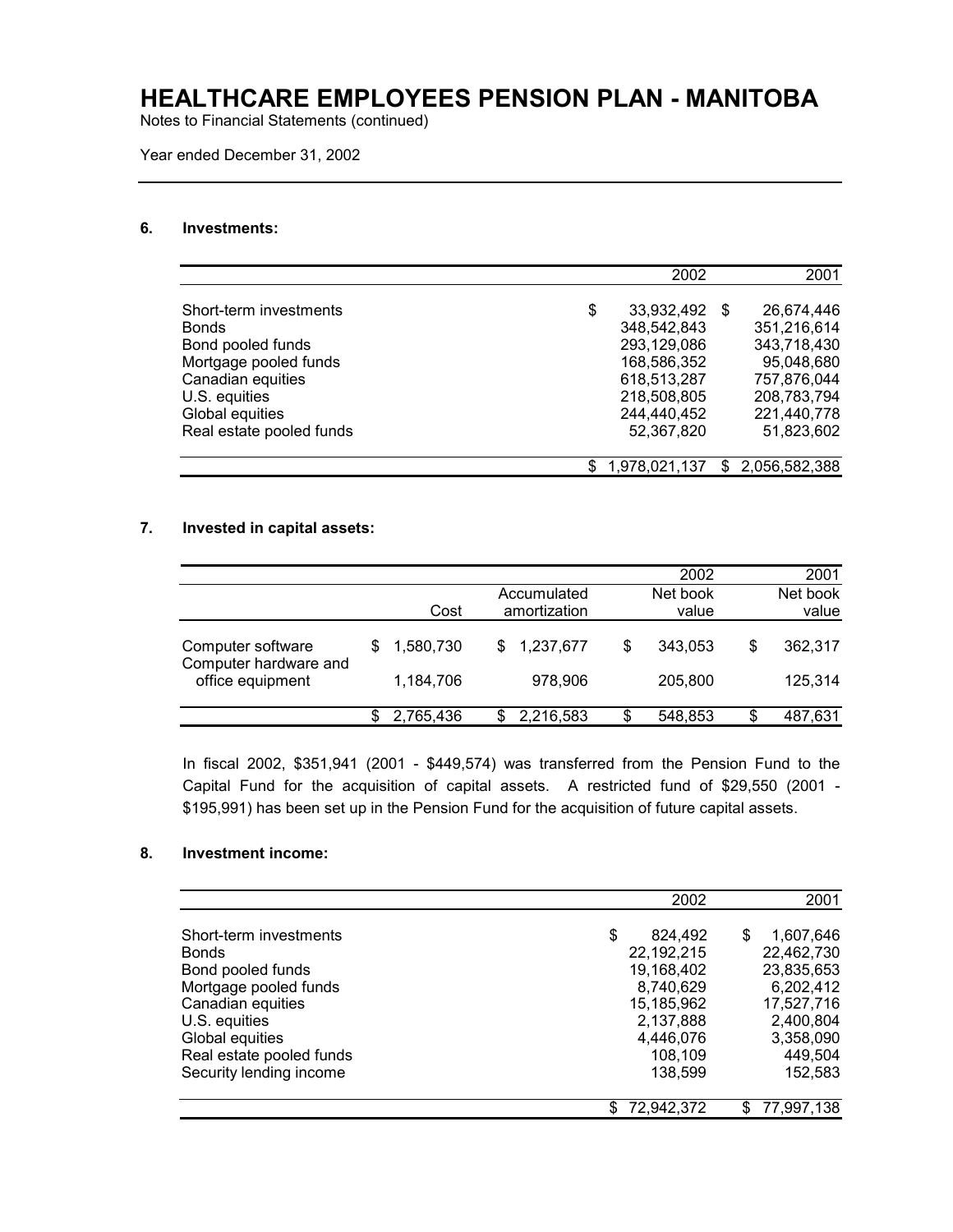# HEALTHCARE EMPLOYEES PENSION PLAN - MANITOBA

Notes to Financial Statements (continued)

Year ended December 31, 2002

## 6. Investments:

| | 2002 | 2001 |
|---|---|---|
| Short-term investments | $ 33,932,492 | $ 26,674,446 |
| Bonds | 348,542,843 | 351,216,614 |
| Bond pooled funds | 293,129,086 | 343,718,430 |
| Mortgage pooled funds | 168,586,352 | 95,048,680 |
| Canadian equities | 618,513,287 | 757,876,044 |
| U.S. equities | 218,508,805 | 208,783,794 |
| Global equities | 244,440,452 | 221,440,778 |
| Real estate pooled funds | 52,367,820 | 51,823,602 |
| | $ 1,978,021,137 | $ 2,056,582,388 |

## 7. Invested in capital assets:

| | | | 2002 | 2001 |
|---|---|---|---|---|
| | Cost | Accumulated amortization | Net book value | Net book value |
| Computer software | $ 1,580,730 | $ 1,237,677 | $ 343,053 | $ 362,317 |
| Computer hardware and office equipment | 1,184,706 | 978,906 | 205,800 | 125,314 |
| | $ 2,765,436 | $ 2,216,583 | $ 548,853 | $ 487,631 |

In fiscal 2002, $351,941 (2001 - $449,574) was transferred from the Pension Fund to the Capital Fund for the acquisition of capital assets. A restricted fund of $29,550 (2001 - $195,991) has been set up in the Pension Fund for the acquisition of future capital assets.

## 8. Investment income:

| | 2002 | 2001 |
|---|---|---|
| Short-term investments | $ 824,492 | $ 1,607,646 |
| Bonds | 22,192,215 | 22,462,730 |
| Bond pooled funds | 19,168,402 | 23,835,653 |
| Mortgage pooled funds | 8,740,629 | 6,202,412 |
| Canadian equities | 15,185,962 | 17,527,716 |
| U.S. equities | 2,137,888 | 2,400,804 |
| Global equities | 4,446,076 | 3,358,090 |
| Real estate pooled funds | 108,109 | 449,504 |
| Security lending income | 138,599 | 152,583 |
| | $ 72,942,372 | $ 77,997,138 |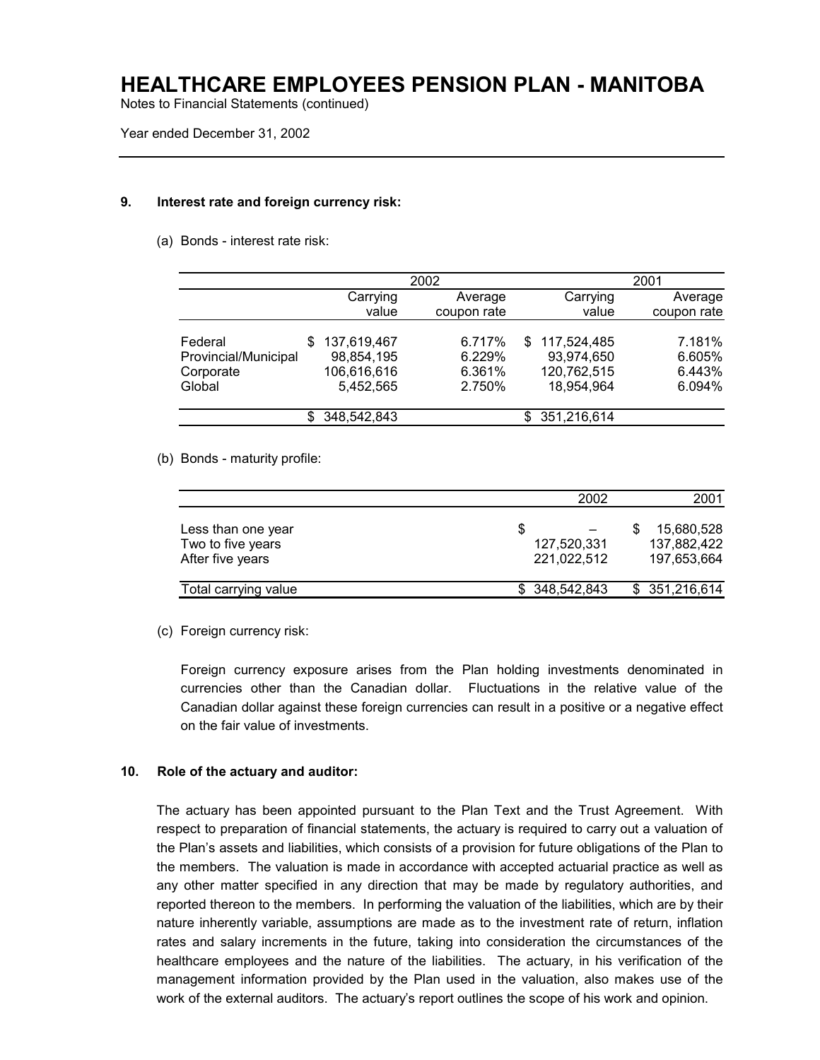# HEALTHCARE EMPLOYEES PENSION PLAN - MANITOBA

Notes to Financial Statements (continued)

Year ended December 31, 2002

## 9. Interest rate and foreign currency risk:

(a) Bonds - interest rate risk:

| | 2002 | | 2001 | |
|---|---|---|---|---|
| | Carrying value | Average coupon rate | Carrying value | Average coupon rate |
| Federal | $ 137,619,467 | 6.717% | $ 117,524,485 | 7.181% |
| Provincial/Municipal | 98,854,195 | 6.229% | 93,974,650 | 6.605% |
| Corporate | 106,616,616 | 6.361% | 120,762,515 | 6.443% |
| Global | 5,452,565 | 2.750% | 18,954,964 | 6.094% |
| | $ 348,542,843 | | $ 351,216,614 | |

(b) Bonds - maturity profile:

| | 2002 | 2001 |
|---|---|---|
| Less than one year | $ – | $ 15,680,528 |
| Two to five years | 127,520,331 | 137,882,422 |
| After five years | 221,022,512 | 197,653,664 |
| Total carrying value | $ 348,542,843 | $ 351,216,614 |

(c) Foreign currency risk:

Foreign currency exposure arises from the Plan holding investments denominated in currencies other than the Canadian dollar. Fluctuations in the relative value of the Canadian dollar against these foreign currencies can result in a positive or a negative effect on the fair value of investments.

## 10. Role of the actuary and auditor:

The actuary has been appointed pursuant to the Plan Text and the Trust Agreement. With respect to preparation of financial statements, the actuary is required to carry out a valuation of the Plan's assets and liabilities, which consists of a provision for future obligations of the Plan to the members. The valuation is made in accordance with accepted actuarial practice as well as any other matter specified in any direction that may be made by regulatory authorities, and reported thereon to the members. In performing the valuation of the liabilities, which are by their nature inherently variable, assumptions are made as to the investment rate of return, inflation rates and salary increments in the future, taking into consideration the circumstances of the healthcare employees and the nature of the liabilities. The actuary, in his verification of the management information provided by the Plan used in the valuation, also makes use of the work of the external auditors. The actuary's report outlines the scope of his work and opinion.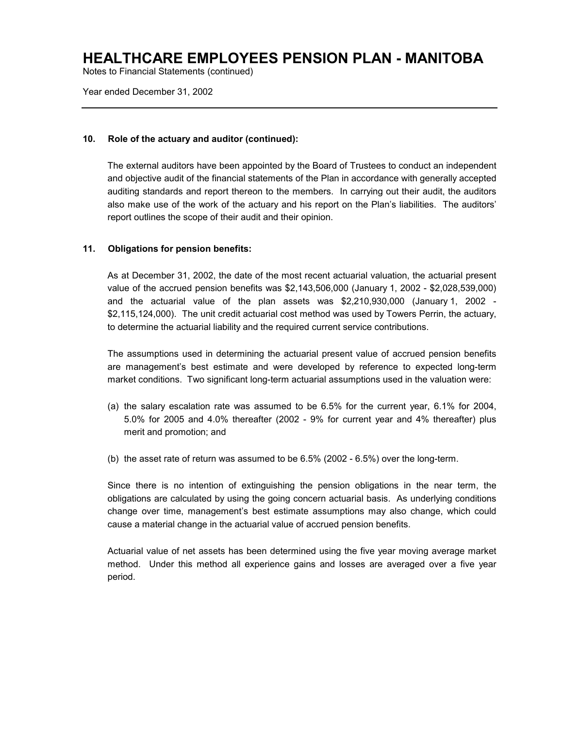# HEALTHCARE EMPLOYEES PENSION PLAN - MANITOBA

Notes to Financial Statements (continued)

Year ended December 31, 2002

---

### 10. Role of the actuary and auditor (continued):

The external auditors have been appointed by the Board of Trustees to conduct an independent and objective audit of the financial statements of the Plan in accordance with generally accepted auditing standards and report thereon to the members. In carrying out their audit, the auditors also make use of the work of the actuary and his report on the Plan's liabilities. The auditors' report outlines the scope of their audit and their opinion.

### 11. Obligations for pension benefits:

As at December 31, 2002, the date of the most recent actuarial valuation, the actuarial present value of the accrued pension benefits was $2,143,506,000 (January 1, 2002 - $2,028,539,000) and the actuarial value of the plan assets was $2,210,930,000 (January 1, 2002 - $2,115,124,000). The unit credit actuarial cost method was used by Towers Perrin, the actuary, to determine the actuarial liability and the required current service contributions.

The assumptions used in determining the actuarial present value of accrued pension benefits are management's best estimate and were developed by reference to expected long-term market conditions. Two significant long-term actuarial assumptions used in the valuation were:

(a) the salary escalation rate was assumed to be 6.5% for the current year, 6.1% for 2004, 5.0% for 2005 and 4.0% thereafter (2002 - 9% for current year and 4% thereafter) plus merit and promotion; and

(b) the asset rate of return was assumed to be 6.5% (2002 - 6.5%) over the long-term.

Since there is no intention of extinguishing the pension obligations in the near term, the obligations are calculated by using the going concern actuarial basis. As underlying conditions change over time, management's best estimate assumptions may also change, which could cause a material change in the actuarial value of accrued pension benefits.

Actuarial value of net assets has been determined using the five year moving average market method. Under this method all experience gains and losses are averaged over a five year period.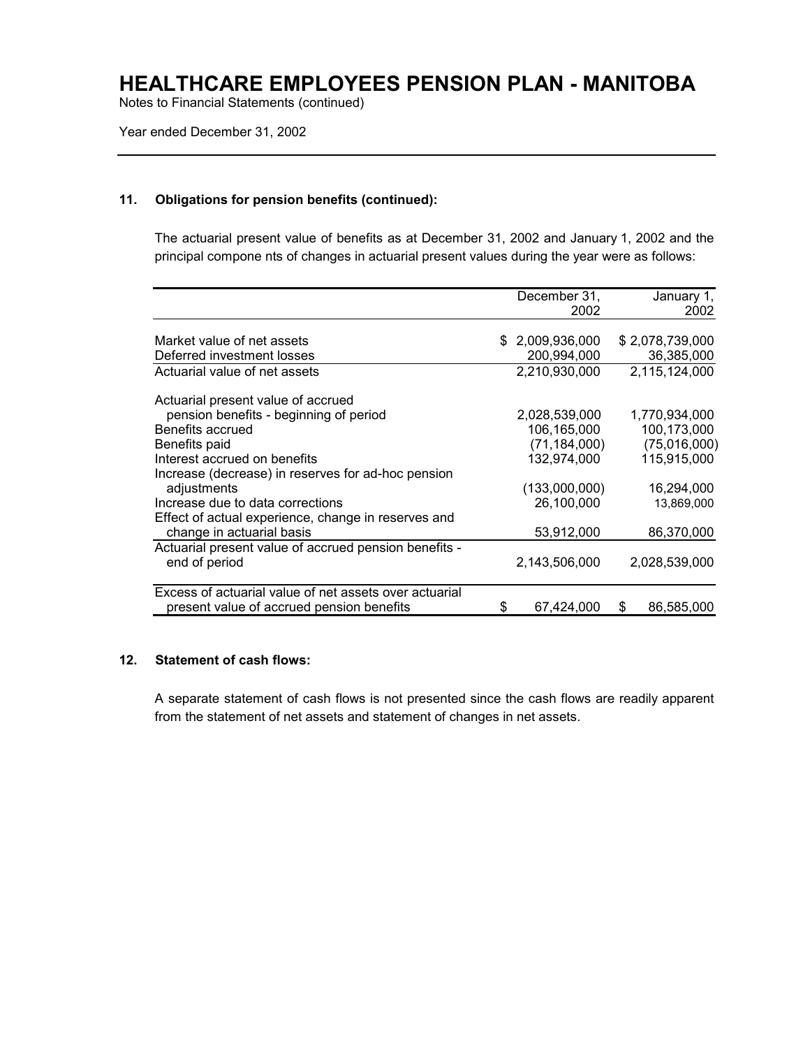# HEALTHCARE EMPLOYEES PENSION PLAN - MANITOBA

Notes to Financial Statements (continued)

Year ended December 31, 2002

### 11. Obligations for pension benefits (continued):

The actuarial present value of benefits as at December 31, 2002 and January 1, 2002 and the principal compone nts of changes in actuarial present values during the year were as follows:

| | December 31, 2002 | January 1, 2002 |
|---|---|---|
| Market value of net assets | $ 2,009,936,000 | $ 2,078,739,000 |
| Deferred investment losses | 200,994,000 | 36,385,000 |
| Actuarial value of net assets | 2,210,930,000 | 2,115,124,000 |
| Actuarial present value of accrued pension benefits - beginning of period | 2,028,539,000 | 1,770,934,000 |
| Benefits accrued | 106,165,000 | 100,173,000 |
| Benefits paid | (71,184,000) | (75,016,000) |
| Interest accrued on benefits | 132,974,000 | 115,915,000 |
| Increase (decrease) in reserves for ad-hoc pension adjustments | (133,000,000) | 16,294,000 |
| Increase due to data corrections | 26,100,000 | 13,869,000 |
| Effect of actual experience, change in reserves and change in actuarial basis | 53,912,000 | 86,370,000 |
| Actuarial present value of accrued pension benefits - end of period | 2,143,506,000 | 2,028,539,000 |
| Excess of actuarial value of net assets over actuarial present value of accrued pension benefits | $ 67,424,000 | $ 86,585,000 |

### 12. Statement of cash flows:

A separate statement of cash flows is not presented since the cash flows are readily apparent from the statement of net assets and statement of changes in net assets.